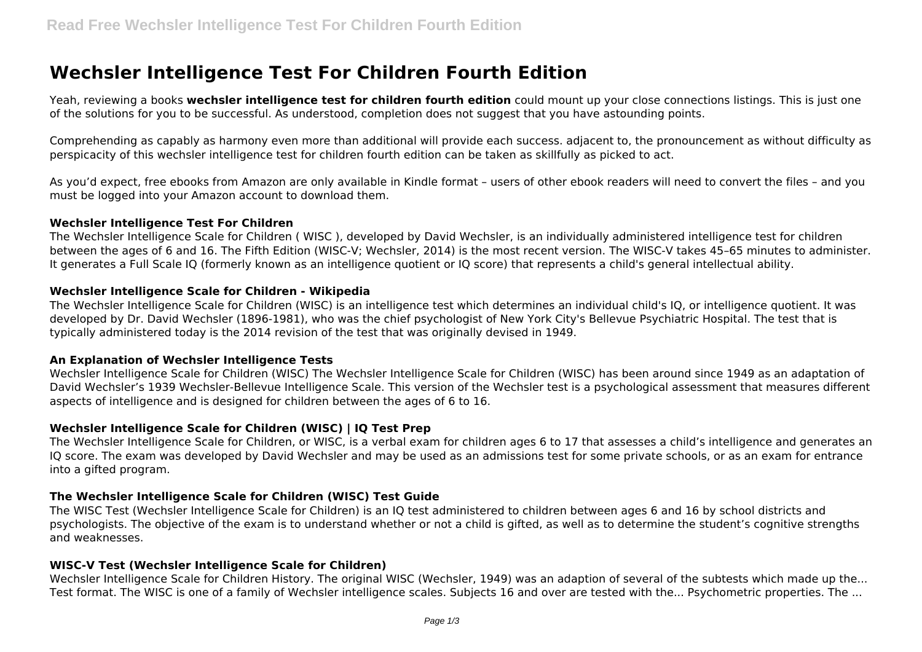# Wechsler Intelligence Test For Children Fourth Edition

Yeah, reviewing a books **wechsler intelligence test for children fourth edition** could mount up your close connections listings. This is just one of the solutions for you to be successful. As understood, completion does not suggest that you have astounding points.

Comprehending as capably as harmony even more than additional will provide each success. adjacent to, the pronouncement as without difficulty as perspicacity of this wechsler intelligence test for children fourth edition can be taken as skillfully as picked to act.

As you'd expect, free ebooks from Amazon are only available in Kindle format – users of other ebook readers will need to convert the files – and you must be logged into your Amazon account to download them.

### Wechsler Intelligence Test For Children

The Wechsler Intelligence Scale for Children ( WISC ), developed by David Wechsler, is an individually administered intelligence test for children between the ages of 6 and 16. The Fifth Edition (WISC-V; Wechsler, 2014) is the most recent version. The WISC-V takes 45–65 minutes to administer. It generates a Full Scale IQ (formerly known as an intelligence quotient or IQ score) that represents a child's general intellectual ability.

### Wechsler Intelligence Scale for Children - Wikipedia

The Wechsler Intelligence Scale for Children (WISC) is an intelligence test which determines an individual child's IQ, or intelligence quotient. It was developed by Dr. David Wechsler (1896-1981), who was the chief psychologist of New York City's Bellevue Psychiatric Hospital. The test that is typically administered today is the 2014 revision of the test that was originally devised in 1949.

### An Explanation of Wechsler Intelligence Tests

Wechsler Intelligence Scale for Children (WISC) The Wechsler Intelligence Scale for Children (WISC) has been around since 1949 as an adaptation of David Wechsler's 1939 Wechsler-Bellevue Intelligence Scale. This version of the Wechsler test is a psychological assessment that measures different aspects of intelligence and is designed for children between the ages of 6 to 16.

### Wechsler Intelligence Scale for Children (WISC) | IQ Test Prep

The Wechsler Intelligence Scale for Children, or WISC, is a verbal exam for children ages 6 to 17 that assesses a child's intelligence and generates an IQ score. The exam was developed by David Wechsler and may be used as an admissions test for some private schools, or as an exam for entrance into a gifted program.

### The Wechsler Intelligence Scale for Children (WISC) Test Guide

The WISC Test (Wechsler Intelligence Scale for Children) is an IQ test administered to children between ages 6 and 16 by school districts and psychologists. The objective of the exam is to understand whether or not a child is gifted, as well as to determine the student's cognitive strengths and weaknesses.

### WISC-V Test (Wechsler Intelligence Scale for Children)

Wechsler Intelligence Scale for Children History. The original WISC (Wechsler, 1949) was an adaption of several of the subtests which made up the... Test format. The WISC is one of a family of Wechsler intelligence scales. Subjects 16 and over are tested with the... Psychometric properties. The ...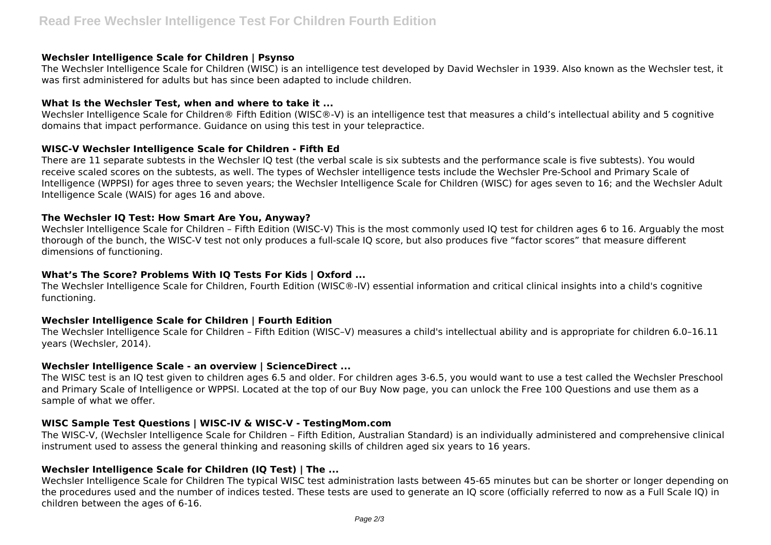### Wechsler Intelligence Scale for Children | Psynso

The Wechsler Intelligence Scale for Children (WISC) is an intelligence test developed by David Wechsler in 1939. Also known as the Wechsler test, it was first administered for adults but has since been adapted to include children.

### What Is the Wechsler Test, when and where to take it ...

Wechsler Intelligence Scale for Children® Fifth Edition (WISC®-V) is an intelligence test that measures a child's intellectual ability and 5 cognitive domains that impact performance. Guidance on using this test in your telepractice.

### WISC-V Wechsler Intelligence Scale for Children - Fifth Ed

There are 11 separate subtests in the Wechsler IQ test (the verbal scale is six subtests and the performance scale is five subtests). You would receive scaled scores on the subtests, as well. The types of Wechsler intelligence tests include the Wechsler Pre-School and Primary Scale of Intelligence (WPPSI) for ages three to seven years; the Wechsler Intelligence Scale for Children (WISC) for ages seven to 16; and the Wechsler Adult Intelligence Scale (WAIS) for ages 16 and above.

### The Wechsler IQ Test: How Smart Are You, Anyway?

Wechsler Intelligence Scale for Children – Fifth Edition (WISC-V) This is the most commonly used IQ test for children ages 6 to 16. Arguably the most thorough of the bunch, the WISC-V test not only produces a full-scale IQ score, but also produces five "factor scores" that measure different dimensions of functioning.

### What's The Score? Problems With IQ Tests For Kids | Oxford ...

The Wechsler Intelligence Scale for Children, Fourth Edition (WISC®-IV) essential information and critical clinical insights into a child's cognitive functioning.

### Wechsler Intelligence Scale for Children | Fourth Edition

The Wechsler Intelligence Scale for Children – Fifth Edition (WISC–V) measures a child's intellectual ability and is appropriate for children 6.0–16.11 years (Wechsler, 2014).

### Wechsler Intelligence Scale - an overview | ScienceDirect ...

The WISC test is an IQ test given to children ages 6.5 and older. For children ages 3-6.5, you would want to use a test called the Wechsler Preschool and Primary Scale of Intelligence or WPPSI. Located at the top of our Buy Now page, you can unlock the Free 100 Questions and use them as a sample of what we offer.

### WISC Sample Test Questions | WISC-IV & WISC-V - TestingMom.com

The WISC-V, (Wechsler Intelligence Scale for Children – Fifth Edition, Australian Standard) is an individually administered and comprehensive clinical instrument used to assess the general thinking and reasoning skills of children aged six years to 16 years.

### Wechsler Intelligence Scale for Children (IQ Test) | The ...

Wechsler Intelligence Scale for Children The typical WISC test administration lasts between 45-65 minutes but can be shorter or longer depending on the procedures used and the number of indices tested. These tests are used to generate an IQ score (officially referred to now as a Full Scale IQ) in children between the ages of 6-16.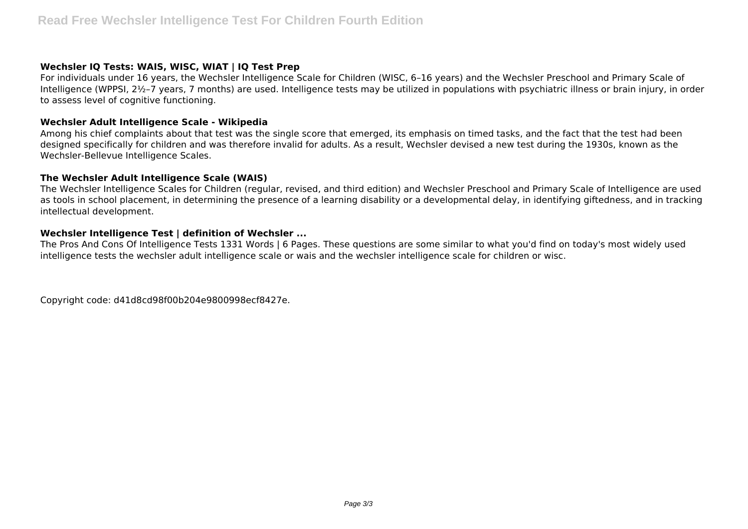### Wechsler IQ Tests: WAIS, WISC, WIAT | IQ Test Prep

For individuals under 16 years, the Wechsler Intelligence Scale for Children (WISC, 6–16 years) and the Wechsler Preschool and Primary Scale of Intelligence (WPPSI, 2½–7 years, 7 months) are used. Intelligence tests may be utilized in populations with psychiatric illness or brain injury, in order to assess level of cognitive functioning.

### Wechsler Adult Intelligence Scale - Wikipedia

Among his chief complaints about that test was the single score that emerged, its emphasis on timed tasks, and the fact that the test had been designed specifically for children and was therefore invalid for adults. As a result, Wechsler devised a new test during the 1930s, known as the Wechsler-Bellevue Intelligence Scales.

### The Wechsler Adult Intelligence Scale (WAIS)

The Wechsler Intelligence Scales for Children (regular, revised, and third edition) and Wechsler Preschool and Primary Scale of Intelligence are used as tools in school placement, in determining the presence of a learning disability or a developmental delay, in identifying giftedness, and in tracking intellectual development.

### Wechsler Intelligence Test | definition of Wechsler ...

The Pros And Cons Of Intelligence Tests 1331 Words | 6 Pages. These questions are some similar to what you'd find on today's most widely used intelligence tests the wechsler adult intelligence scale or wais and the wechsler intelligence scale for children or wisc.

Copyright code: d41d8cd98f00b204e9800998ecf8427e.